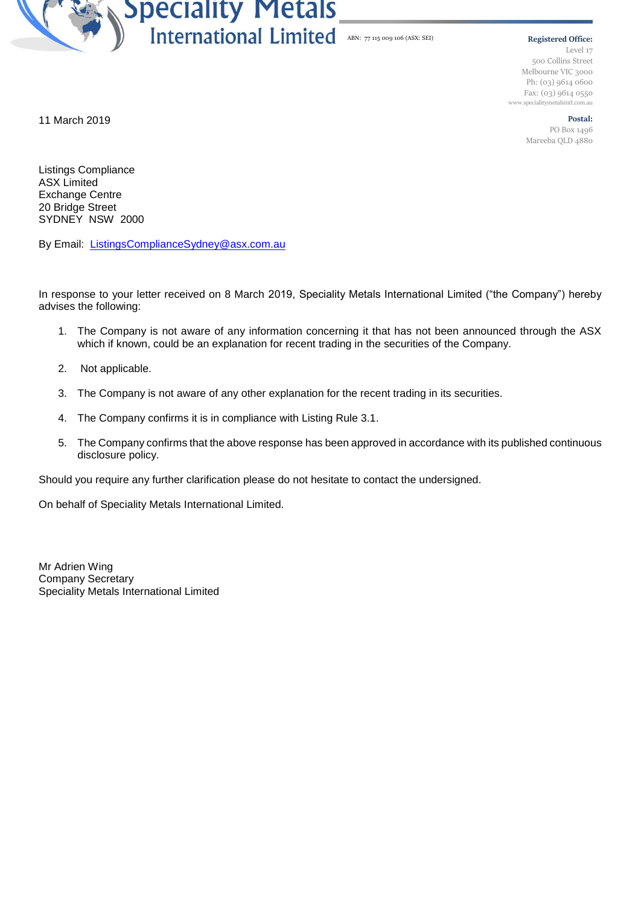# Speciality Metals International Limited

ABN: 77 115 009 106 (ASX: SEI)

**Registered Office:**
Level 17
500 Collins Street
Melbourne VIC 3000
Ph: (03) 9614 0600
Fax: (03) 9614 0550
www.specialitymetalsintl.com.au

**Postal:**
PO Box 1496
Mareeba QLD 4880

11 March 2019

Listings Compliance
ASX Limited
Exchange Centre
20 Bridge Street
SYDNEY NSW 2000

By Email: ListingsComplianceSydney@asx.com.au

In response to your letter received on 8 March 2019, Speciality Metals International Limited ("the Company") hereby advises the following:

1. The Company is not aware of any information concerning it that has not been announced through the ASX which if known, could be an explanation for recent trading in the securities of the Company.
2. Not applicable.
3. The Company is not aware of any other explanation for the recent trading in its securities.
4. The Company confirms it is in compliance with Listing Rule 3.1.
5. The Company confirms that the above response has been approved in accordance with its published continuous disclosure policy.

Should you require any further clarification please do not hesitate to contact the undersigned.

On behalf of Speciality Metals International Limited.

Mr Adrien Wing
Company Secretary
Speciality Metals International Limited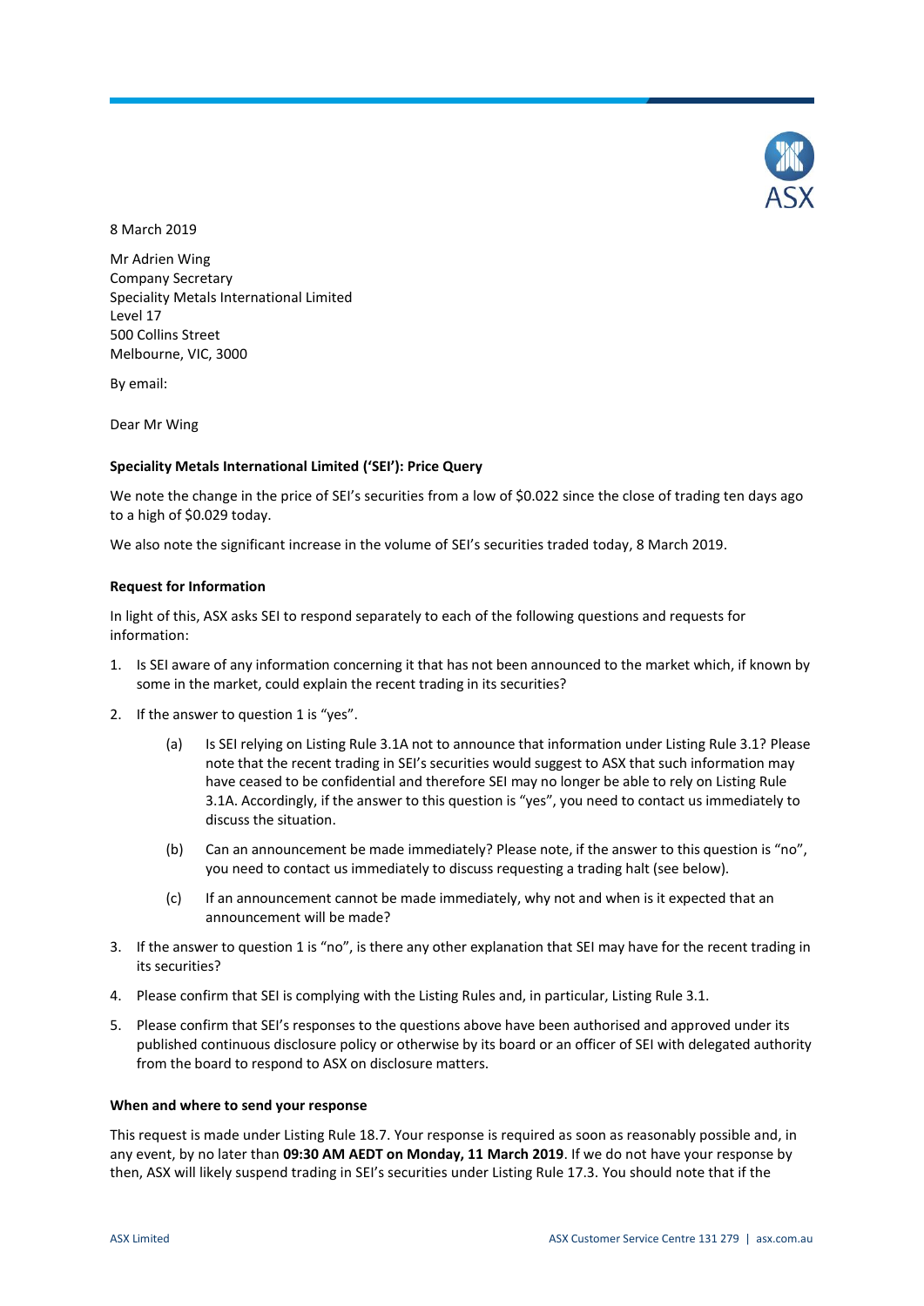8 March 2019

Mr Adrien Wing
Company Secretary
Speciality Metals International Limited
Level 17
500 Collins Street
Melbourne, VIC, 3000

By email:

Dear Mr Wing

**Speciality Metals International Limited ('SEI'): Price Query**

We note the change in the price of SEI's securities from a low of $0.022 since the close of trading ten days ago to a high of $0.029 today.

We also note the significant increase in the volume of SEI's securities traded today, 8 March 2019.

**Request for Information**

In light of this, ASX asks SEI to respond separately to each of the following questions and requests for information:

1. Is SEI aware of any information concerning it that has not been announced to the market which, if known by some in the market, could explain the recent trading in its securities?
2. If the answer to question 1 is "yes".
   (a) Is SEI relying on Listing Rule 3.1A not to announce that information under Listing Rule 3.1? Please note that the recent trading in SEI's securities would suggest to ASX that such information may have ceased to be confidential and therefore SEI may no longer be able to rely on Listing Rule 3.1A. Accordingly, if the answer to this question is "yes", you need to contact us immediately to discuss the situation.
   (b) Can an announcement be made immediately? Please note, if the answer to this question is "no", you need to contact us immediately to discuss requesting a trading halt (see below).
   (c) If an announcement cannot be made immediately, why not and when is it expected that an announcement will be made?
3. If the answer to question 1 is "no", is there any other explanation that SEI may have for the recent trading in its securities?
4. Please confirm that SEI is complying with the Listing Rules and, in particular, Listing Rule 3.1.
5. Please confirm that SEI's responses to the questions above have been authorised and approved under its published continuous disclosure policy or otherwise by its board or an officer of SEI with delegated authority from the board to respond to ASX on disclosure matters.

**When and where to send your response**

This request is made under Listing Rule 18.7. Your response is required as soon as reasonably possible and, in any event, by no later than **09:30 AM AEDT on Monday, 11 March 2019**. If we do not have your response by then, ASX will likely suspend trading in SEI's securities under Listing Rule 17.3. You should note that if the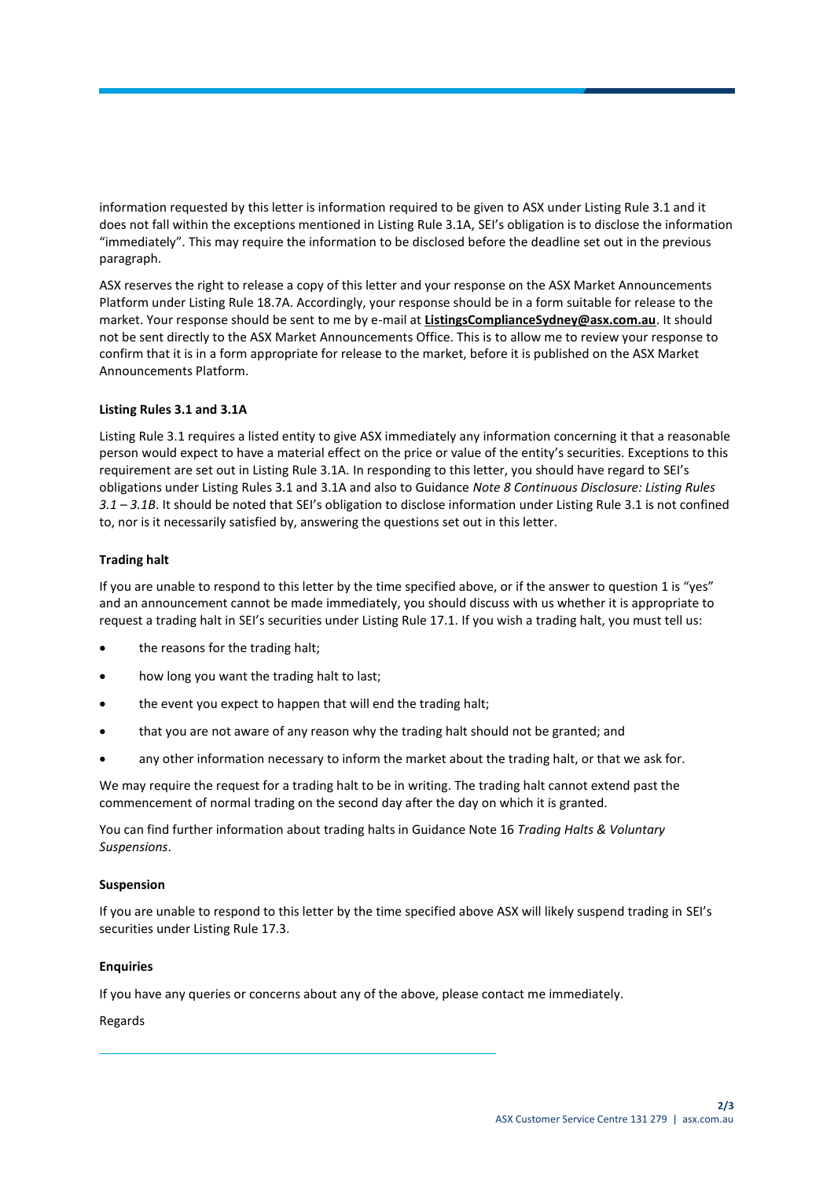information requested by this letter is information required to be given to ASX under Listing Rule 3.1 and it does not fall within the exceptions mentioned in Listing Rule 3.1A, SEI's obligation is to disclose the information "immediately". This may require the information to be disclosed before the deadline set out in the previous paragraph.

ASX reserves the right to release a copy of this letter and your response on the ASX Market Announcements Platform under Listing Rule 18.7A. Accordingly, your response should be in a form suitable for release to the market. Your response should be sent to me by e-mail at **ListingsComplianceSydney@asx.com.au**. It should not be sent directly to the ASX Market Announcements Office. This is to allow me to review your response to confirm that it is in a form appropriate for release to the market, before it is published on the ASX Market Announcements Platform.

**Listing Rules 3.1 and 3.1A**

Listing Rule 3.1 requires a listed entity to give ASX immediately any information concerning it that a reasonable person would expect to have a material effect on the price or value of the entity's securities. Exceptions to this requirement are set out in Listing Rule 3.1A. In responding to this letter, you should have regard to SEI's obligations under Listing Rules 3.1 and 3.1A and also to Guidance *Note 8 Continuous Disclosure: Listing Rules 3.1 – 3.1B*. It should be noted that SEI's obligation to disclose information under Listing Rule 3.1 is not confined to, nor is it necessarily satisfied by, answering the questions set out in this letter.

**Trading halt**

If you are unable to respond to this letter by the time specified above, or if the answer to question 1 is "yes" and an announcement cannot be made immediately, you should discuss with us whether it is appropriate to request a trading halt in SEI's securities under Listing Rule 17.1. If you wish a trading halt, you must tell us:

- the reasons for the trading halt;
- how long you want the trading halt to last;
- the event you expect to happen that will end the trading halt;
- that you are not aware of any reason why the trading halt should not be granted; and
- any other information necessary to inform the market about the trading halt, or that we ask for.

We may require the request for a trading halt to be in writing. The trading halt cannot extend past the commencement of normal trading on the second day after the day on which it is granted.

You can find further information about trading halts in Guidance Note 16 *Trading Halts & Voluntary Suspensions*.

**Suspension**

If you are unable to respond to this letter by the time specified above ASX will likely suspend trading in SEI's securities under Listing Rule 17.3.

**Enquiries**

If you have any queries or concerns about any of the above, please contact me immediately.

Regards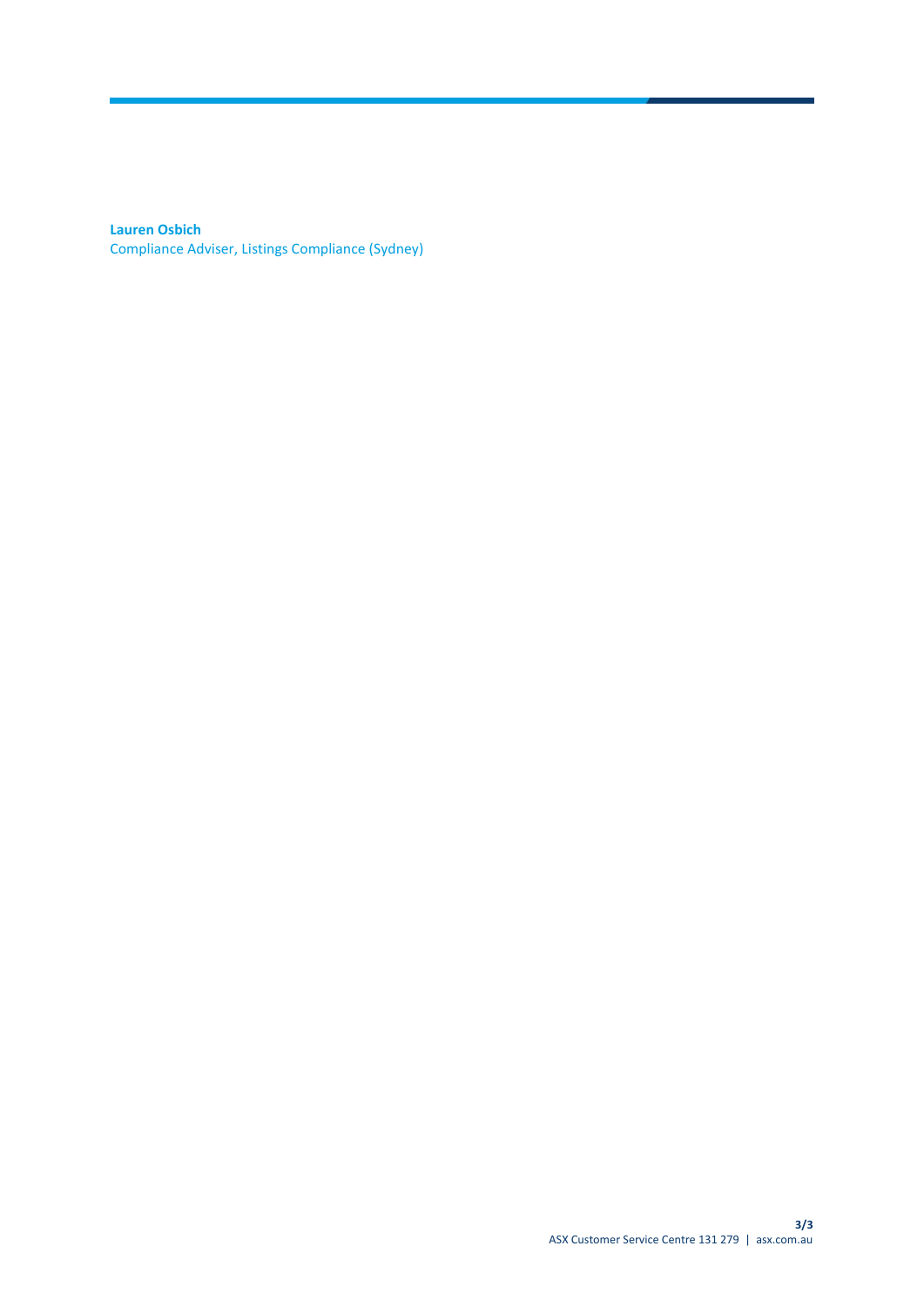**Lauren Osbich**
Compliance Adviser, Listings Compliance (Sydney)